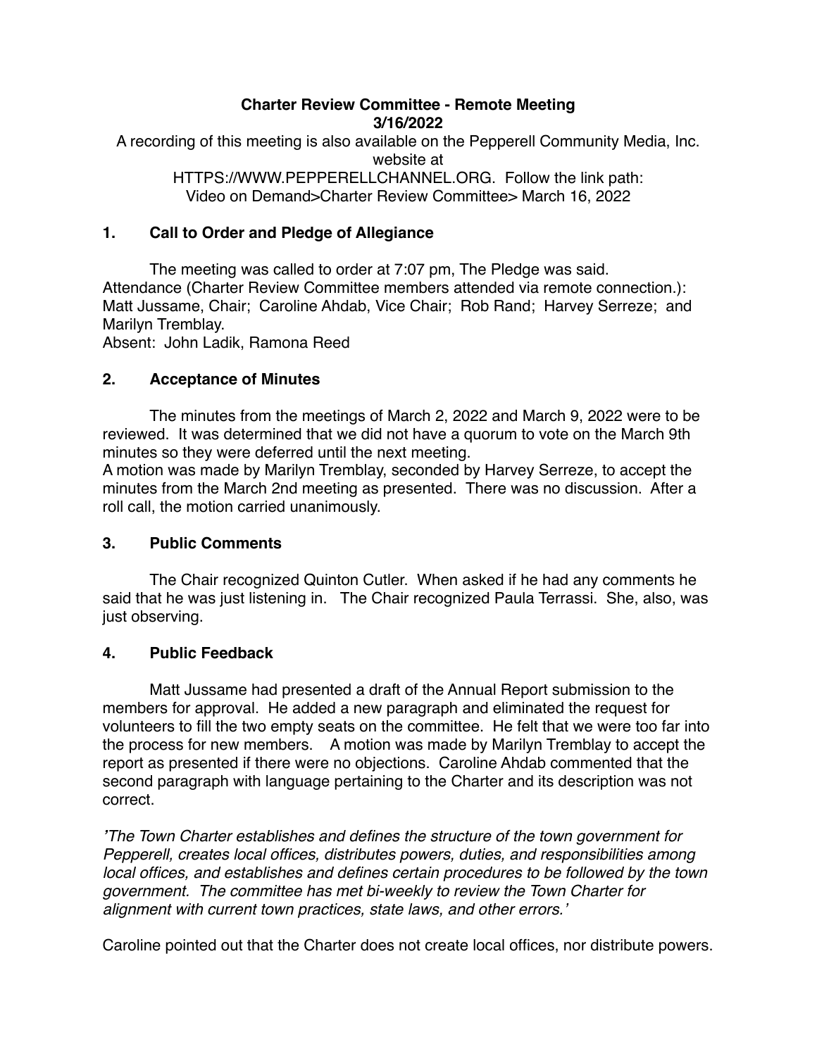**Charter Review Committee - Remote Meeting**
**3/16/2022**

A recording of this meeting is also available on the Pepperell Community Media, Inc. website at HTTPS://WWW.PEPPERELLCHANNEL.ORG. Follow the link path: Video on Demand>Charter Review Committee> March 16, 2022

## 1. Call to Order and Pledge of Allegiance

The meeting was called to order at 7:07 pm, The Pledge was said.
Attendance (Charter Review Committee members attended via remote connection.): Matt Jussame, Chair; Caroline Ahdab, Vice Chair; Rob Rand; Harvey Serreze; and Marilyn Tremblay.
Absent: John Ladik, Ramona Reed

## 2. Acceptance of Minutes

The minutes from the meetings of March 2, 2022 and March 9, 2022 were to be reviewed. It was determined that we did not have a quorum to vote on the March 9th minutes so they were deferred until the next meeting.
A motion was made by Marilyn Tremblay, seconded by Harvey Serreze, to accept the minutes from the March 2nd meeting as presented. There was no discussion. After a roll call, the motion carried unanimously.

## 3. Public Comments

The Chair recognized Quinton Cutler. When asked if he had any comments he said that he was just listening in. The Chair recognized Paula Terrassi. She, also, was just observing.

## 4. Public Feedback

Matt Jussame had presented a draft of the Annual Report submission to the members for approval. He added a new paragraph and eliminated the request for volunteers to fill the two empty seats on the committee. He felt that we were too far into the process for new members. A motion was made by Marilyn Tremblay to accept the report as presented if there were no objections. Caroline Ahdab commented that the second paragraph with language pertaining to the Charter and its description was not correct.

*'The Town Charter establishes and defines the structure of the town government for Pepperell, creates local offices, distributes powers, duties, and responsibilities among local offices, and establishes and defines certain procedures to be followed by the town government. The committee has met bi-weekly to review the Town Charter for alignment with current town practices, state laws, and other errors.'*

Caroline pointed out that the Charter does not create local offices, nor distribute powers.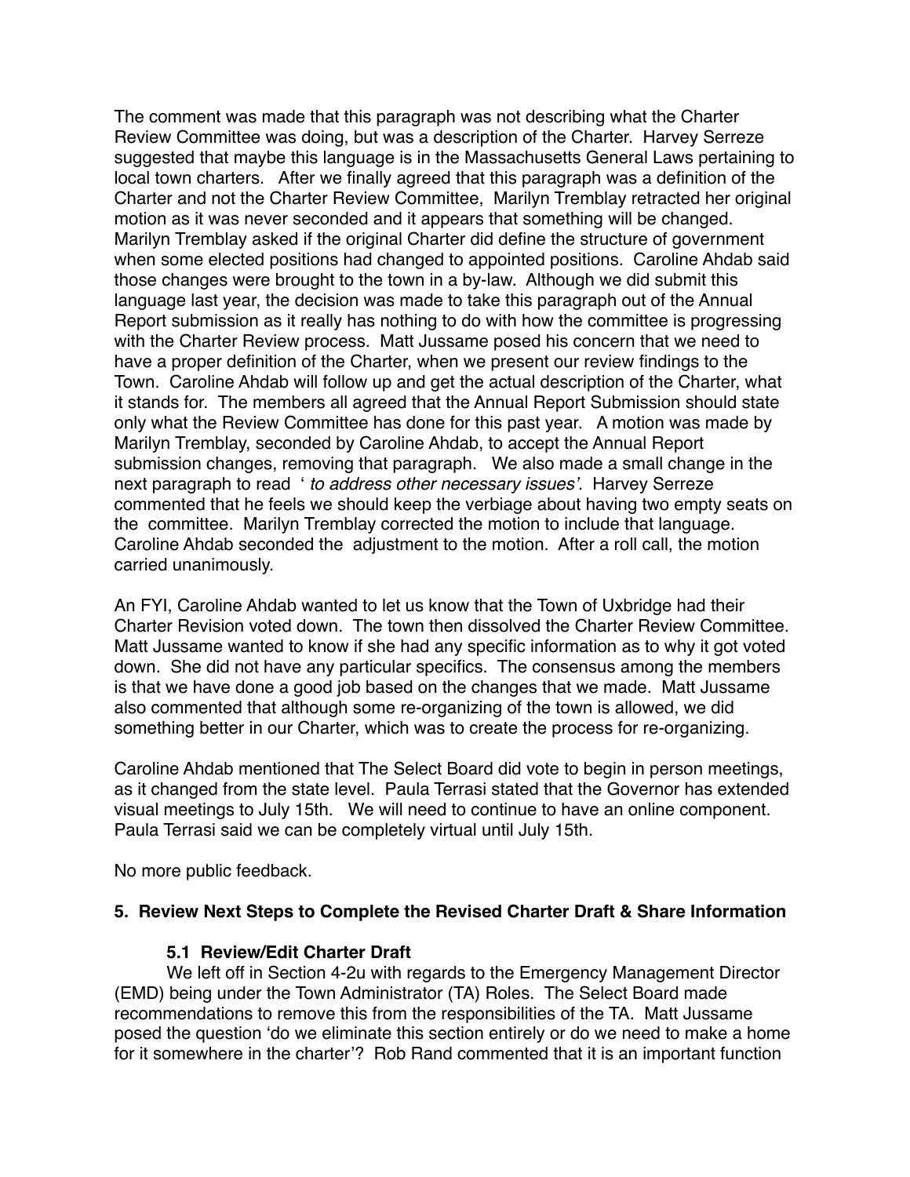The comment was made that this paragraph was not describing what the Charter Review Committee was doing, but was a description of the Charter. Harvey Serreze suggested that maybe this language is in the Massachusetts General Laws pertaining to local town charters. After we finally agreed that this paragraph was a definition of the Charter and not the Charter Review Committee, Marilyn Tremblay retracted her original motion as it was never seconded and it appears that something will be changed. Marilyn Tremblay asked if the original Charter did define the structure of government when some elected positions had changed to appointed positions. Caroline Ahdab said those changes were brought to the town in a by-law. Although we did submit this language last year, the decision was made to take this paragraph out of the Annual Report submission as it really has nothing to do with how the committee is progressing with the Charter Review process. Matt Jussame posed his concern that we need to have a proper definition of the Charter, when we present our review findings to the Town. Caroline Ahdab will follow up and get the actual description of the Charter, what it stands for. The members all agreed that the Annual Report Submission should state only what the Review Committee has done for this past year. A motion was made by Marilyn Tremblay, seconded by Caroline Ahdab, to accept the Annual Report submission changes, removing that paragraph. We also made a small change in the next paragraph to read ' *to address other necessary issues'.* Harvey Serreze commented that he feels we should keep the verbiage about having two empty seats on the committee. Marilyn Tremblay corrected the motion to include that language. Caroline Ahdab seconded the adjustment to the motion. After a roll call, the motion carried unanimously.

An FYI, Caroline Ahdab wanted to let us know that the Town of Uxbridge had their Charter Revision voted down. The town then dissolved the Charter Review Committee. Matt Jussame wanted to know if she had any specific information as to why it got voted down. She did not have any particular specifics. The consensus among the members is that we have done a good job based on the changes that we made. Matt Jussame also commented that although some re-organizing of the town is allowed, we did something better in our Charter, which was to create the process for re-organizing.

Caroline Ahdab mentioned that The Select Board did vote to begin in person meetings, as it changed from the state level. Paula Terrasi stated that the Governor has extended visual meetings to July 15th. We will need to continue to have an online component. Paula Terrasi said we can be completely virtual until July 15th.

No more public feedback.

### 5. Review Next Steps to Complete the Revised Charter Draft & Share Information

#### 5.1 Review/Edit Charter Draft

We left off in Section 4-2u with regards to the Emergency Management Director (EMD) being under the Town Administrator (TA) Roles. The Select Board made recommendations to remove this from the responsibilities of the TA. Matt Jussame posed the question 'do we eliminate this section entirely or do we need to make a home for it somewhere in the charter'? Rob Rand commented that it is an important function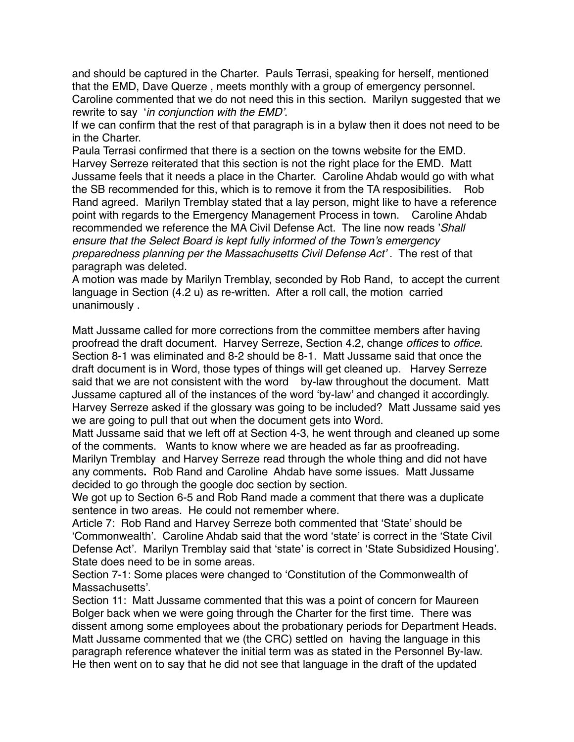and should be captured in the Charter. Pauls Terrasi, speaking for herself, mentioned that the EMD, Dave Querze , meets monthly with a group of emergency personnel. Caroline commented that we do not need this in this section. Marilyn suggested that we rewrite to say '*in conjunction with the EMD'.*

If we can confirm that the rest of that paragraph is in a bylaw then it does not need to be in the Charter.

Paula Terrasi confirmed that there is a section on the towns website for the EMD. Harvey Serreze reiterated that this section is not the right place for the EMD. Matt Jussame feels that it needs a place in the Charter. Caroline Ahdab would go with what the SB recommended for this, which is to remove it from the TA resposibilities. Rob Rand agreed. Marilyn Tremblay stated that a lay person, might like to have a reference point with regards to the Emergency Management Process in town. Caroline Ahdab recommended we reference the MA Civil Defense Act. The line now reads '*Shall ensure that the Select Board is kept fully informed of the Town's emergency preparedness planning per the Massachusetts Civil Defense Act' .* The rest of that paragraph was deleted.

A motion was made by Marilyn Tremblay, seconded by Rob Rand, to accept the current language in Section (4.2 u) as re-written. After a roll call, the motion carried unanimously .

Matt Jussame called for more corrections from the committee members after having proofread the draft document. Harvey Serreze, Section 4.2, change *offices* to *office.* Section 8-1 was eliminated and 8-2 should be 8-1. Matt Jussame said that once the draft document is in Word, those types of things will get cleaned up. Harvey Serreze said that we are not consistent with the word by-law throughout the document. Matt Jussame captured all of the instances of the word 'by-law' and changed it accordingly. Harvey Serreze asked if the glossary was going to be included? Matt Jussame said yes we are going to pull that out when the document gets into Word.

Matt Jussame said that we left off at Section 4-3, he went through and cleaned up some of the comments. Wants to know where we are headed as far as proofreading. Marilyn Tremblay and Harvey Serreze read through the whole thing and did not have any comments**.** Rob Rand and Caroline Ahdab have some issues. Matt Jussame decided to go through the google doc section by section.

We got up to Section 6-5 and Rob Rand made a comment that there was a duplicate sentence in two areas. He could not remember where.

Article 7: Rob Rand and Harvey Serreze both commented that 'State' should be 'Commonwealth'. Caroline Ahdab said that the word 'state' is correct in the 'State Civil Defense Act'. Marilyn Tremblay said that 'state' is correct in 'State Subsidized Housing'. State does need to be in some areas.

Section 7-1: Some places were changed to 'Constitution of the Commonwealth of Massachusetts'.

Section 11: Matt Jussame commented that this was a point of concern for Maureen Bolger back when we were going through the Charter for the first time. There was dissent among some employees about the probationary periods for Department Heads. Matt Jussame commented that we (the CRC) settled on having the language in this paragraph reference whatever the initial term was as stated in the Personnel By-law. He then went on to say that he did not see that language in the draft of the updated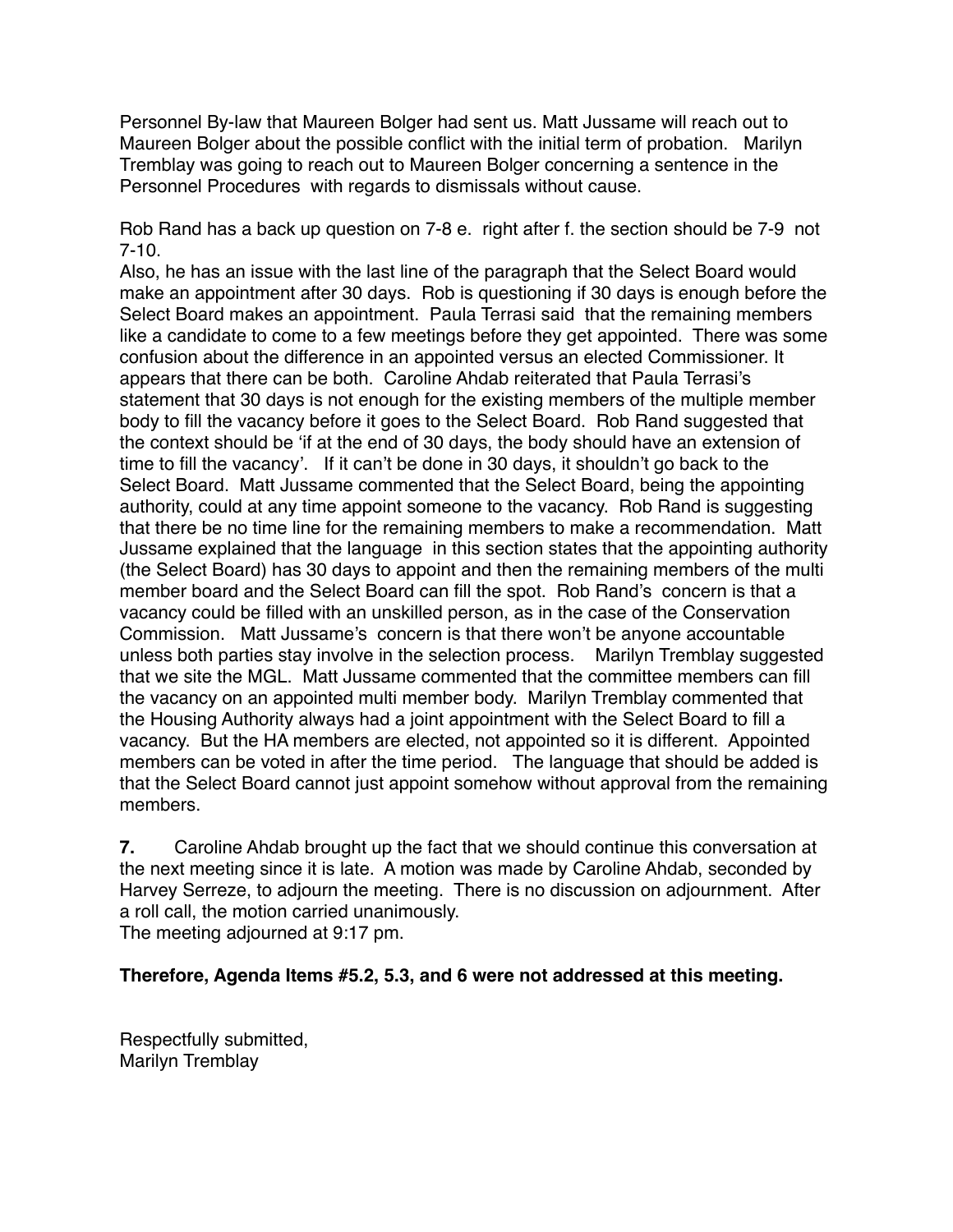Personnel By-law that Maureen Bolger had sent us. Matt Jussame will reach out to Maureen Bolger about the possible conflict with the initial term of probation. Marilyn Tremblay was going to reach out to Maureen Bolger concerning a sentence in the Personnel Procedures with regards to dismissals without cause.

Rob Rand has a back up question on 7-8 e. right after f. the section should be 7-9 not 7-10.
Also, he has an issue with the last line of the paragraph that the Select Board would make an appointment after 30 days. Rob is questioning if 30 days is enough before the Select Board makes an appointment. Paula Terrasi said that the remaining members like a candidate to come to a few meetings before they get appointed. There was some confusion about the difference in an appointed versus an elected Commissioner. It appears that there can be both. Caroline Ahdab reiterated that Paula Terrasi's statement that 30 days is not enough for the existing members of the multiple member body to fill the vacancy before it goes to the Select Board. Rob Rand suggested that the context should be 'if at the end of 30 days, the body should have an extension of time to fill the vacancy'. If it can't be done in 30 days, it shouldn't go back to the Select Board. Matt Jussame commented that the Select Board, being the appointing authority, could at any time appoint someone to the vacancy. Rob Rand is suggesting that there be no time line for the remaining members to make a recommendation. Matt Jussame explained that the language in this section states that the appointing authority (the Select Board) has 30 days to appoint and then the remaining members of the multi member board and the Select Board can fill the spot. Rob Rand's concern is that a vacancy could be filled with an unskilled person, as in the case of the Conservation Commission. Matt Jussame's concern is that there won't be anyone accountable unless both parties stay involve in the selection process. Marilyn Tremblay suggested that we site the MGL. Matt Jussame commented that the committee members can fill the vacancy on an appointed multi member body. Marilyn Tremblay commented that the Housing Authority always had a joint appointment with the Select Board to fill a vacancy. But the HA members are elected, not appointed so it is different. Appointed members can be voted in after the time period. The language that should be added is that the Select Board cannot just appoint somehow without approval from the remaining members.

**7.** Caroline Ahdab brought up the fact that we should continue this conversation at the next meeting since it is late. A motion was made by Caroline Ahdab, seconded by Harvey Serreze, to adjourn the meeting. There is no discussion on adjournment. After a roll call, the motion carried unanimously.
The meeting adjourned at 9:17 pm.

**Therefore, Agenda Items #5.2, 5.3, and 6 were not addressed at this meeting.**

Respectfully submitted,
Marilyn Tremblay